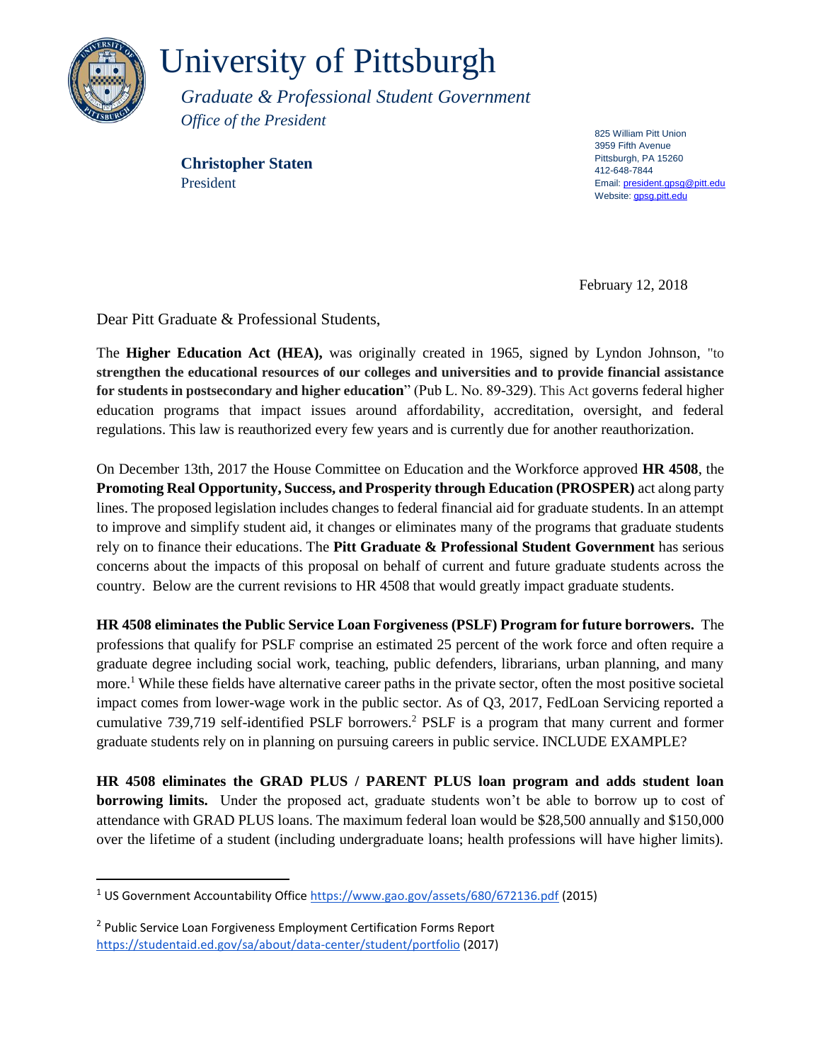# University of Pittsburgh

*Graduate & Professional Student Government*
*Office of the President*

**Christopher Staten**
President

825 William Pitt Union
3959 Fifth Avenue
Pittsburgh, PA 15260
412-648-7844
Email: president.gpsg@pitt.edu
Website: gpsg.pitt.edu

February 12, 2018

Dear Pitt Graduate & Professional Students,

The **Higher Education Act (HEA),** was originally created in 1965, signed by Lyndon Johnson, "to **strengthen the educational resources of our colleges and universities and to provide financial assistance for students in postsecondary and higher education**" (Pub L. No. 89-329). This Act governs federal higher education programs that impact issues around affordability, accreditation, oversight, and federal regulations. This law is reauthorized every few years and is currently due for another reauthorization.

On December 13th, 2017 the House Committee on Education and the Workforce approved **HR 4508**, the **Promoting Real Opportunity, Success, and Prosperity through Education (PROSPER)** act along party lines. The proposed legislation includes changes to federal financial aid for graduate students. In an attempt to improve and simplify student aid, it changes or eliminates many of the programs that graduate students rely on to finance their educations. The **Pitt Graduate & Professional Student Government** has serious concerns about the impacts of this proposal on behalf of current and future graduate students across the country. Below are the current revisions to HR 4508 that would greatly impact graduate students.

**HR 4508 eliminates the Public Service Loan Forgiveness (PSLF) Program for future borrowers.** The professions that qualify for PSLF comprise an estimated 25 percent of the work force and often require a graduate degree including social work, teaching, public defenders, librarians, urban planning, and many more.[1] While these fields have alternative career paths in the private sector, often the most positive societal impact comes from lower-wage work in the public sector. As of Q3, 2017, FedLoan Servicing reported a cumulative 739,719 self-identified PSLF borrowers.[2] PSLF is a program that many current and former graduate students rely on in planning on pursuing careers in public service. INCLUDE EXAMPLE?

**HR 4508 eliminates the GRAD PLUS / PARENT PLUS loan program and adds student loan borrowing limits.** Under the proposed act, graduate students won't be able to borrow up to cost of attendance with GRAD PLUS loans. The maximum federal loan would be $28,500 annually and $150,000 over the lifetime of a student (including undergraduate loans; health professions will have higher limits).

---

[1] US Government Accountability Office https://www.gao.gov/assets/680/672136.pdf (2015)

[2] Public Service Loan Forgiveness Employment Certification Forms Report https://studentaid.ed.gov/sa/about/data-center/student/portfolio (2017)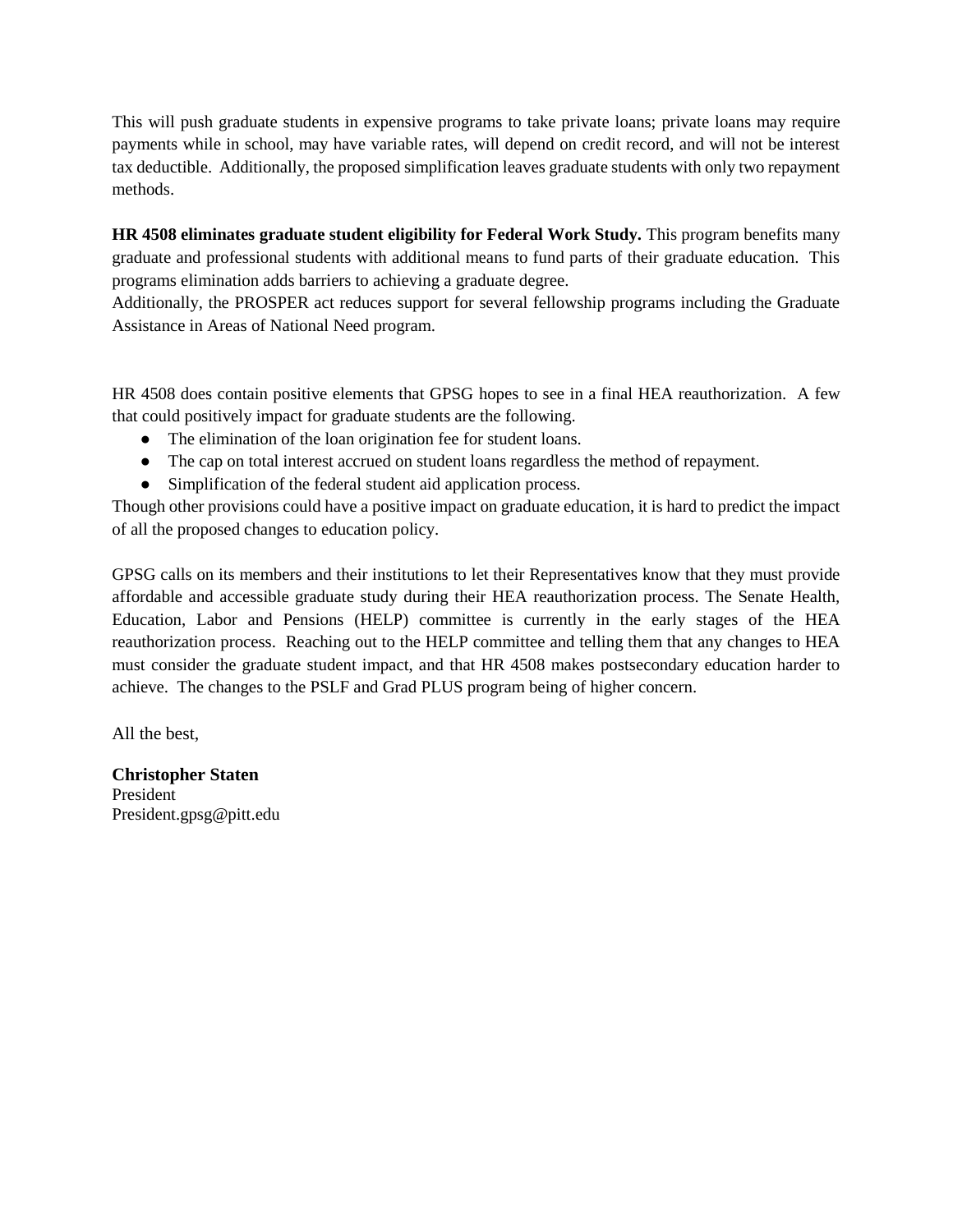This will push graduate students in expensive programs to take private loans; private loans may require payments while in school, may have variable rates, will depend on credit record, and will not be interest tax deductible. Additionally, the proposed simplification leaves graduate students with only two repayment methods.

**HR 4508 eliminates graduate student eligibility for Federal Work Study.** This program benefits many graduate and professional students with additional means to fund parts of their graduate education. This programs elimination adds barriers to achieving a graduate degree.
Additionally, the PROSPER act reduces support for several fellowship programs including the Graduate Assistance in Areas of National Need program.

HR 4508 does contain positive elements that GPSG hopes to see in a final HEA reauthorization. A few that could positively impact for graduate students are the following.

- The elimination of the loan origination fee for student loans.
- The cap on total interest accrued on student loans regardless the method of repayment.
- Simplification of the federal student aid application process.

Though other provisions could have a positive impact on graduate education, it is hard to predict the impact of all the proposed changes to education policy.

GPSG calls on its members and their institutions to let their Representatives know that they must provide affordable and accessible graduate study during their HEA reauthorization process. The Senate Health, Education, Labor and Pensions (HELP) committee is currently in the early stages of the HEA reauthorization process. Reaching out to the HELP committee and telling them that any changes to HEA must consider the graduate student impact, and that HR 4508 makes postsecondary education harder to achieve. The changes to the PSLF and Grad PLUS program being of higher concern.

All the best,

**Christopher Staten**
President
President.gpsg@pitt.edu